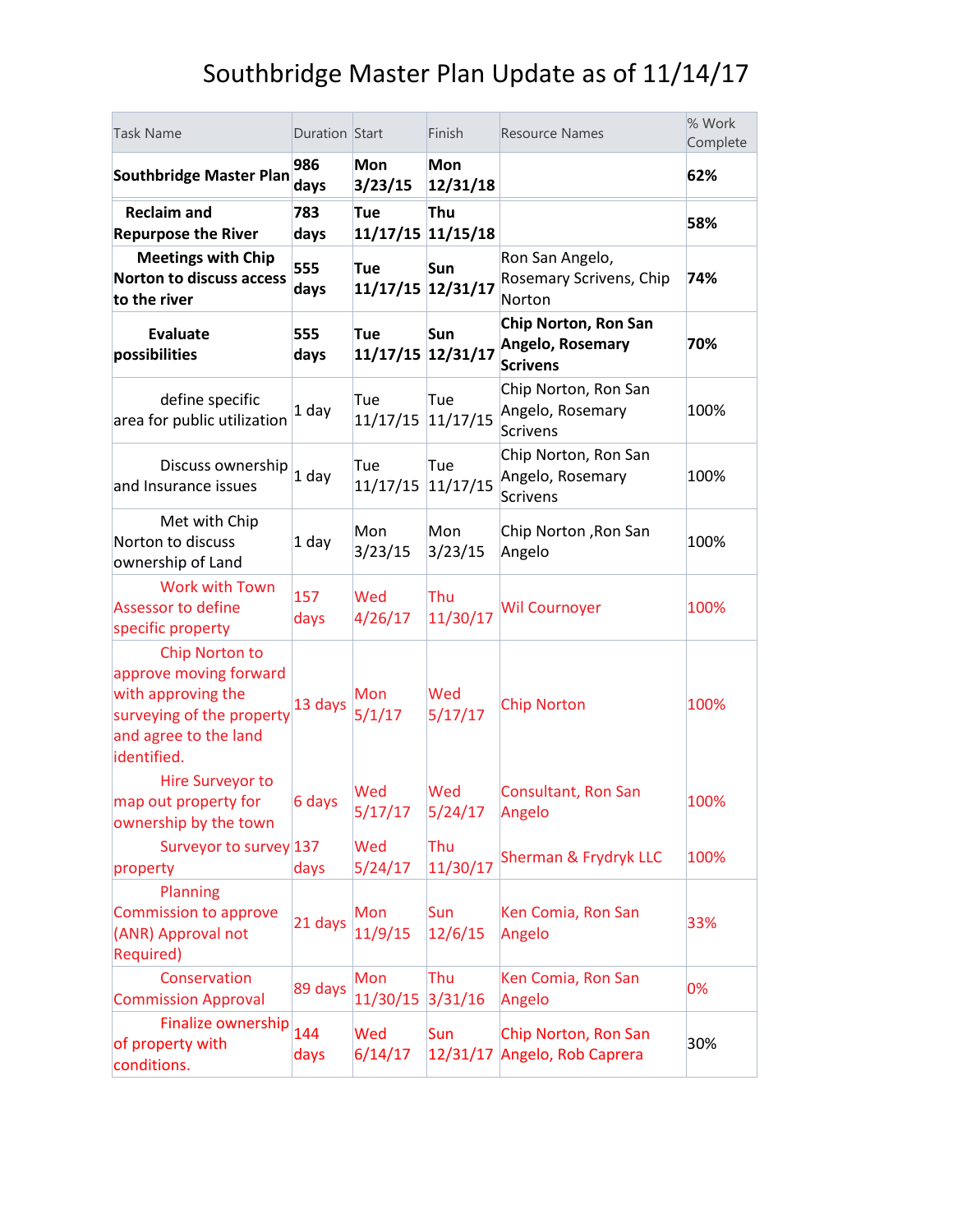# Southbridge Master Plan Update as of 11/14/17

| Task Name | Duration | Start | Finish | Resource Names | % Work Complete |
|---|---|---|---|---|---|
| **Southbridge Master Plan** | **986 days** | **Mon 3/23/15** | **Mon 12/31/18** | | **62%** |
| **Reclaim and Repurpose the River** | **783 days** | **Tue 11/17/15** | **Thu 11/15/18** | | **58%** |
| **Meetings with Chip Norton to discuss access to the river** | **555 days** | **Tue 11/17/15** | **Sun 12/31/17** | Ron San Angelo, Rosemary Scrivens, Chip Norton | **74%** |
| **Evaluate possibilities** | **555 days** | **Tue 11/17/15** | **Sun 12/31/17** | **Chip Norton, Ron San Angelo, Rosemary Scrivens** | **70%** |
| define specific area for public utilization | 1 day | Tue 11/17/15 | Tue 11/17/15 | Chip Norton, Ron San Angelo, Rosemary Scrivens | 100% |
| Discuss ownership and Insurance issues | 1 day | Tue 11/17/15 | Tue 11/17/15 | Chip Norton, Ron San Angelo, Rosemary Scrivens | 100% |
| Met with Chip Norton to discuss ownership of Land | 1 day | Mon 3/23/15 | Mon 3/23/15 | Chip Norton ,Ron San Angelo | 100% |
| Work with Town Assessor to define specific property | 157 days | Wed 4/26/17 | Thu 11/30/17 | Wil Cournoyer | 100% |
| Chip Norton to approve moving forward with approving the surveying of the property and agree to the land identified. | 13 days | Mon 5/1/17 | Wed 5/17/17 | Chip Norton | 100% |
| Hire Surveyor to map out property for ownership by the town | 6 days | Wed 5/17/17 | Wed 5/24/17 | Consultant, Ron San Angelo | 100% |
| Surveyor to survey property | 137 days | Wed 5/24/17 | Thu 11/30/17 | Sherman & Frydryk LLC | 100% |
| Planning Commission to approve (ANR) Approval not Required) | 21 days | Mon 11/9/15 | Sun 12/6/15 | Ken Comia, Ron San Angelo | 33% |
| Conservation Commission Approval | 89 days | Mon 11/30/15 | Thu 3/31/16 | Ken Comia, Ron San Angelo | 0% |
| Finalize ownership of property with conditions. | 144 days | Wed 6/14/17 | Sun 12/31/17 | Chip Norton, Ron San Angelo, Rob Caprera | 30% |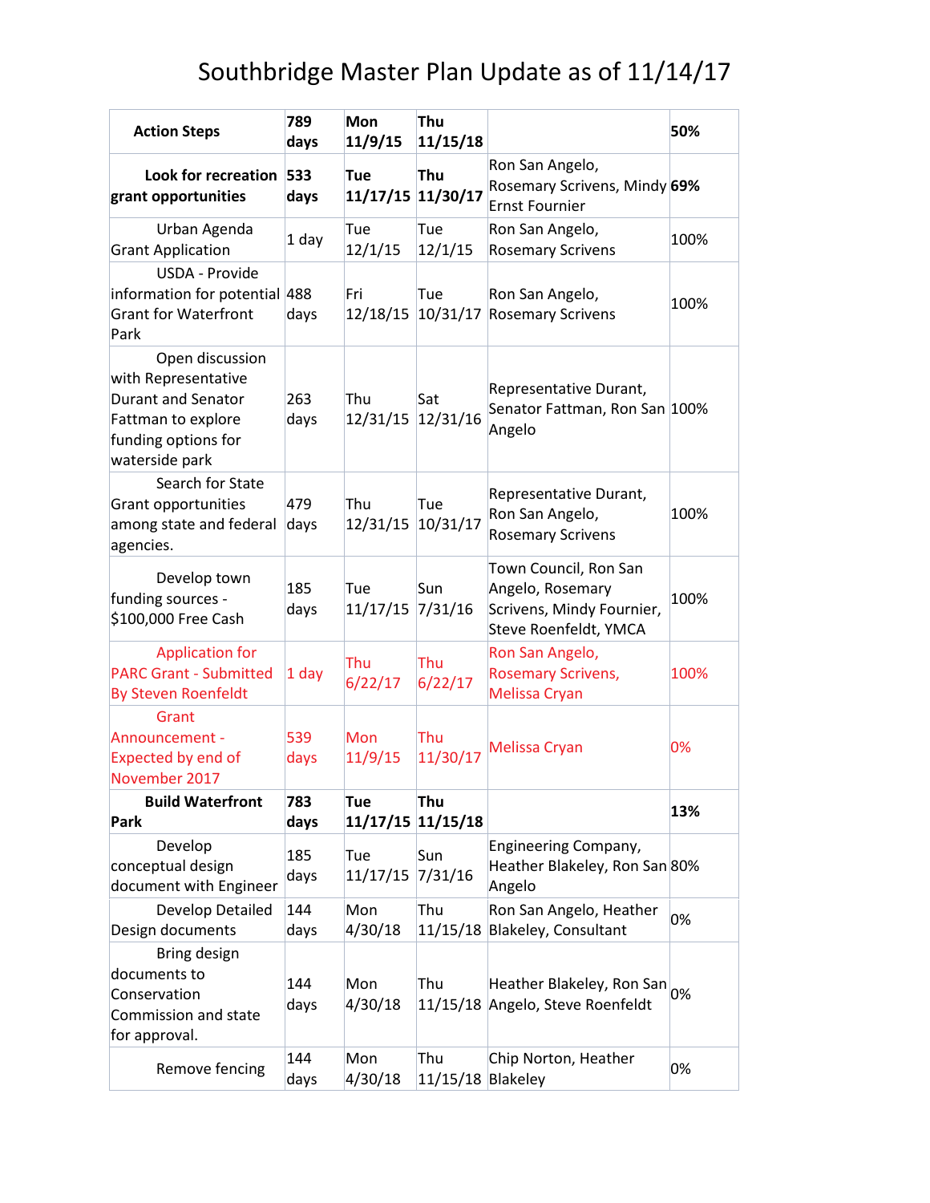# Southbridge Master Plan Update as of 11/14/17

| **Action Steps** | **789 days** | **Mon 11/9/15** | **Thu 11/15/18** | | **50%** |
|---|---|---|---|---|---|
| **Look for recreation grant opportunities** | **533 days** | **Tue 11/17/15** | **Thu 11/30/17** | Ron San Angelo, Rosemary Scrivens, Mindy Ernst Fournier | **69%** |
| Urban Agenda Grant Application | 1 day | Tue 12/1/15 | Tue 12/1/15 | Ron San Angelo, Rosemary Scrivens | 100% |
| USDA - Provide information for potential Grant for Waterfront Park | 488 days | Fri 12/18/15 | Tue 10/31/17 | Ron San Angelo, Rosemary Scrivens | 100% |
| Open discussion with Representative Durant and Senator Fattman to explore funding options for waterside park | 263 days | Thu 12/31/15 | Sat 12/31/16 | Representative Durant, Senator Fattman, Ron San Angelo | 100% |
| Search for State Grant opportunities among state and federal agencies. | 479 days | Thu 12/31/15 | Tue 10/31/17 | Representative Durant, Ron San Angelo, Rosemary Scrivens | 100% |
| Develop town funding sources - $100,000 Free Cash | 185 days | Tue 11/17/15 | Sun 7/31/16 | Town Council, Ron San Angelo, Rosemary Scrivens, Mindy Fournier, Steve Roenfeldt, YMCA | 100% |
| Application for PARC Grant - Submitted By Steven Roenfeldt | 1 day | Thu 6/22/17 | Thu 6/22/17 | Ron San Angelo, Rosemary Scrivens, Melissa Cryan | 100% |
| Grant Announcement - Expected by end of November 2017 | 539 days | Mon 11/9/15 | Thu 11/30/17 | Melissa Cryan | 0% |
| **Build Waterfront Park** | **783 days** | **Tue 11/17/15** | **Thu 11/15/18** | | **13%** |
| Develop conceptual design document with Engineer | 185 days | Tue 11/17/15 | Sun 7/31/16 | Engineering Company, Heather Blakeley, Ron San Angelo | 80% |
| Develop Detailed Design documents | 144 days | Mon 4/30/18 | Thu 11/15/18 | Ron San Angelo, Heather Blakeley, Consultant | 0% |
| Bring design documents to Conservation Commission and state for approval. | 144 days | Mon 4/30/18 | Thu 11/15/18 | Heather Blakeley, Ron San Angelo, Steve Roenfeldt | 0% |
| Remove fencing | 144 days | Mon 4/30/18 | Thu 11/15/18 | Chip Norton, Heather Blakeley | 0% |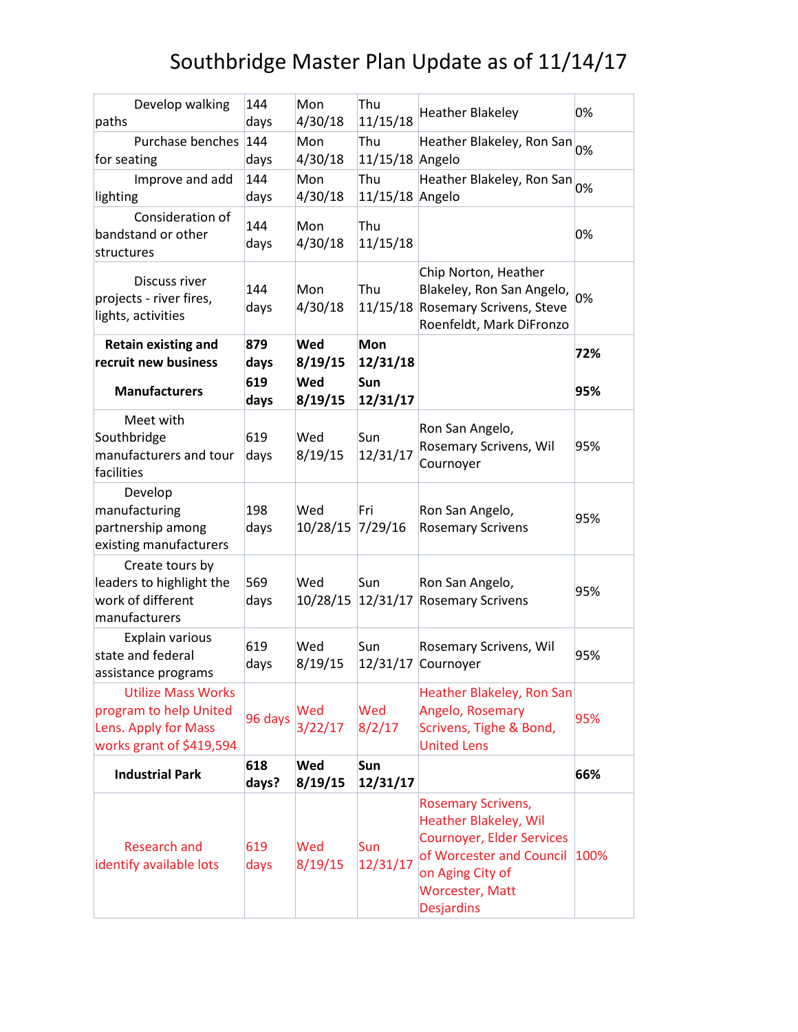# Southbridge Master Plan Update as of 11/14/17

| Task | Duration | Start | Finish | Resource | % Complete |
|---|---|---|---|---|---|
| Develop walking paths | 144 days | Mon 4/30/18 | Thu 11/15/18 | Heather Blakeley | 0% |
| Purchase benches for seating | 144 days | Mon 4/30/18 | Thu 11/15/18 | Heather Blakeley, Ron San Angelo | 0% |
| Improve and add lighting | 144 days | Mon 4/30/18 | Thu 11/15/18 | Heather Blakeley, Ron San Angelo | 0% |
| Consideration of bandstand or other structures | 144 days | Mon 4/30/18 | Thu 11/15/18 | | 0% |
| Discuss river projects - river fires, lights, activities | 144 days | Mon 4/30/18 | Thu 11/15/18 | Chip Norton, Heather Blakeley, Ron San Angelo, Rosemary Scrivens, Steve Roenfeldt, Mark DiFronzo | 0% |
| **Retain existing and recruit new business** | **879 days** | **Wed 8/19/15** | **Mon 12/31/18** | | **72%** |
| **Manufacturers** | **619 days** | **Wed 8/19/15** | **Sun 12/31/17** | | **95%** |
| Meet with Southbridge manufacturers and tour facilities | 619 days | Wed 8/19/15 | Sun 12/31/17 | Ron San Angelo, Rosemary Scrivens, Wil Cournoyer | 95% |
| Develop manufacturing partnership among existing manufacturers | 198 days | Wed 10/28/15 | Fri 7/29/16 | Ron San Angelo, Rosemary Scrivens | 95% |
| Create tours by leaders to highlight the work of different manufacturers | 569 days | Wed 10/28/15 | Sun 12/31/17 | Ron San Angelo, Rosemary Scrivens | 95% |
| Explain various state and federal assistance programs | 619 days | Wed 8/19/15 | Sun 12/31/17 | Rosemary Scrivens, Wil Cournoyer | 95% |
| Utilize Mass Works program to help United Lens. Apply for Mass works grant of $419,594 | 96 days | Wed 3/22/17 | Wed 8/2/17 | Heather Blakeley, Ron San Angelo, Rosemary Scrivens, Tighe & Bond, United Lens | 95% |
| **Industrial Park** | **618 days?** | **Wed 8/19/15** | **Sun 12/31/17** | | **66%** |
| Research and identify available lots | 619 days | Wed 8/19/15 | Sun 12/31/17 | Rosemary Scrivens, Heather Blakeley, Wil Cournoyer, Elder Services of Worcester and Council on Aging City of Worcester, Matt Desjardins | 100% |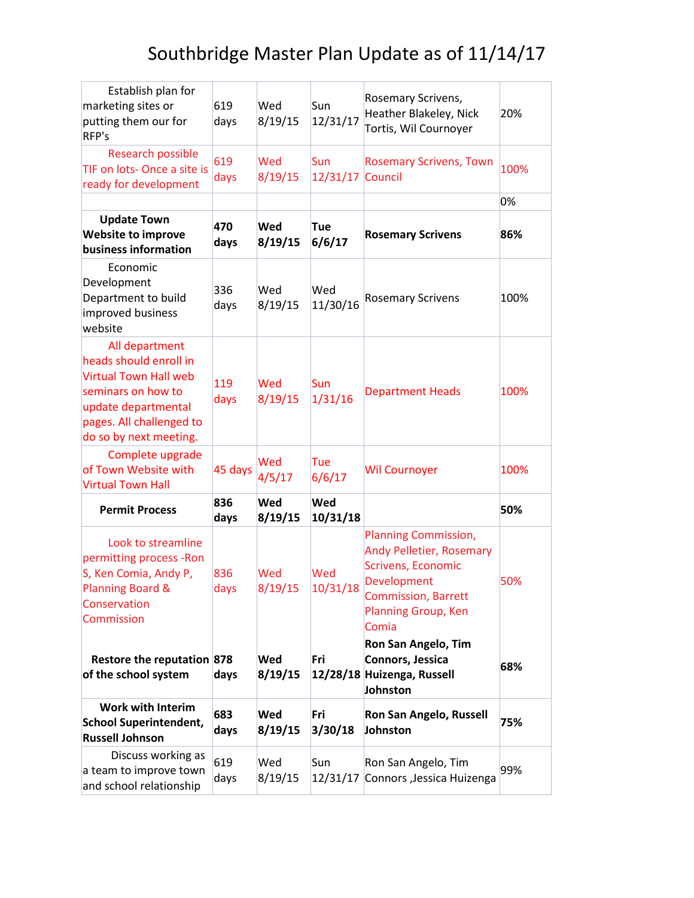# Southbridge Master Plan Update as of 11/14/17

| | | | | | |
|---|---|---|---|---|---|
| Establish plan for marketing sites or putting them our for RFP's | 619 days | Wed 8/19/15 | Sun 12/31/17 | Rosemary Scrivens, Heather Blakeley, Nick Tortis, Wil Cournoyer | 20% |
| Research possible TIF on lots- Once a site is ready for development | 619 days | Wed 8/19/15 | Sun 12/31/17 | Rosemary Scrivens, Town Council | 100% |
| | | | | | 0% |
| **Update Town Website to improve business information** | **470 days** | **Wed 8/19/15** | **Tue 6/6/17** | **Rosemary Scrivens** | **86%** |
| Economic Development Department to build improved business website | 336 days | Wed 8/19/15 | Wed 11/30/16 | Rosemary Scrivens | 100% |
| All department heads should enroll in Virtual Town Hall web seminars on how to update departmental pages. All challenged to do so by next meeting. | 119 days | Wed 8/19/15 | Sun 1/31/16 | Department Heads | 100% |
| Complete upgrade of Town Website with Virtual Town Hall | 45 days | Wed 4/5/17 | Tue 6/6/17 | Wil Cournoyer | 100% |
| **Permit Process** | **836 days** | **Wed 8/19/15** | **Wed 10/31/18** | | **50%** |
| Look to streamline permitting process -Ron S, Ken Comia, Andy P, Planning Board & Conservation Commission | 836 days | Wed 8/19/15 | Wed 10/31/18 | Planning Commission, Andy Pelletier, Rosemary Scrivens, Economic Development Commission, Barrett Planning Group, Ken Comia | 50% |
| **Restore the reputation of the school system** | **878 days** | **Wed 8/19/15** | **Fri 12/28/18** | **Ron San Angelo, Tim Connors, Jessica Huizenga, Russell Johnston** | **68%** |
| **Work with Interim School Superintendent, Russell Johnson** | **683 days** | **Wed 8/19/15** | **Fri 3/30/18** | **Ron San Angelo, Russell Johnston** | **75%** |
| Discuss working as a team to improve town and school relationship | 619 days | Wed 8/19/15 | Sun 12/31/17 | Ron San Angelo, Tim Connors ,Jessica Huizenga | 99% |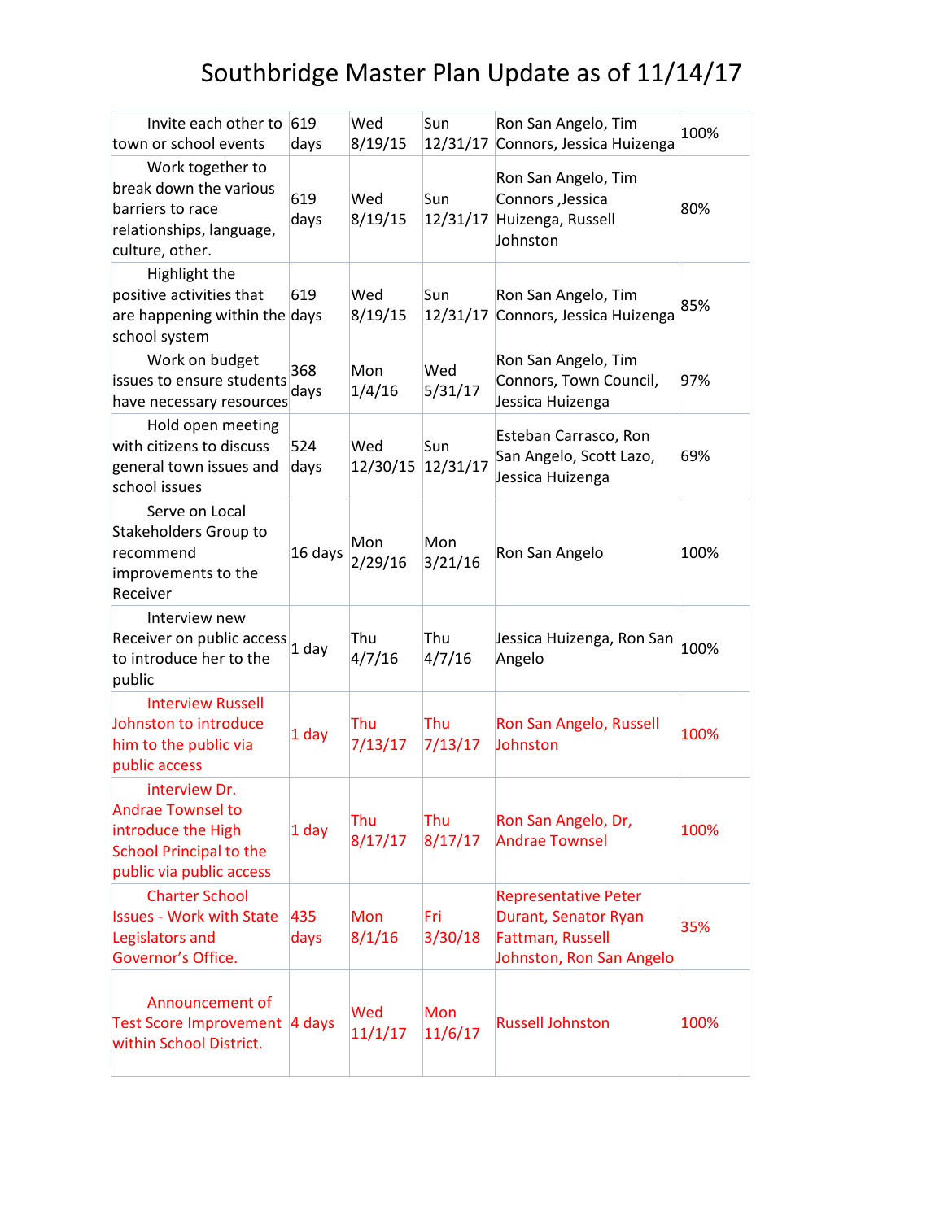# Southbridge Master Plan Update as of 11/14/17

| | | | | | |
|---|---|---|---|---|---|
| Invite each other to town or school events | 619 days | Wed 8/19/15 | Sun 12/31/17 | Ron San Angelo, Tim Connors, Jessica Huizenga | 100% |
| Work together to break down the various barriers to race relationships, language, culture, other. | 619 days | Wed 8/19/15 | Sun 12/31/17 | Ron San Angelo, Tim Connors ,Jessica Huizenga, Russell Johnston | 80% |
| Highlight the positive activities that are happening within the school system | 619 days | Wed 8/19/15 | Sun 12/31/17 | Ron San Angelo, Tim Connors, Jessica Huizenga | 85% |
| Work on budget issues to ensure students have necessary resources | 368 days | Mon 1/4/16 | Wed 5/31/17 | Ron San Angelo, Tim Connors, Town Council, Jessica Huizenga | 97% |
| Hold open meeting with citizens to discuss general town issues and school issues | 524 days | Wed 12/30/15 | Sun 12/31/17 | Esteban Carrasco, Ron San Angelo, Scott Lazo, Jessica Huizenga | 69% |
| Serve on Local Stakeholders Group to recommend improvements to the Receiver | 16 days | Mon 2/29/16 | Mon 3/21/16 | Ron San Angelo | 100% |
| Interview new Receiver on public access to introduce her to the public | 1 day | Thu 4/7/16 | Thu 4/7/16 | Jessica Huizenga, Ron San Angelo | 100% |
| Interview Russell Johnston to introduce him to the public via public access | 1 day | Thu 7/13/17 | Thu 7/13/17 | Ron San Angelo, Russell Johnston | 100% |
| interview Dr. Andrae Townsel to introduce the High School Principal to the public via public access | 1 day | Thu 8/17/17 | Thu 8/17/17 | Ron San Angelo, Dr, Andrae Townsel | 100% |
| Charter School Issues - Work with State Legislators and Governor's Office. | 435 days | Mon 8/1/16 | Fri 3/30/18 | Representative Peter Durant, Senator Ryan Fattman, Russell Johnston, Ron San Angelo | 35% |
| Announcement of Test Score Improvement within School District. | 4 days | Wed 11/1/17 | Mon 11/6/17 | Russell Johnston | 100% |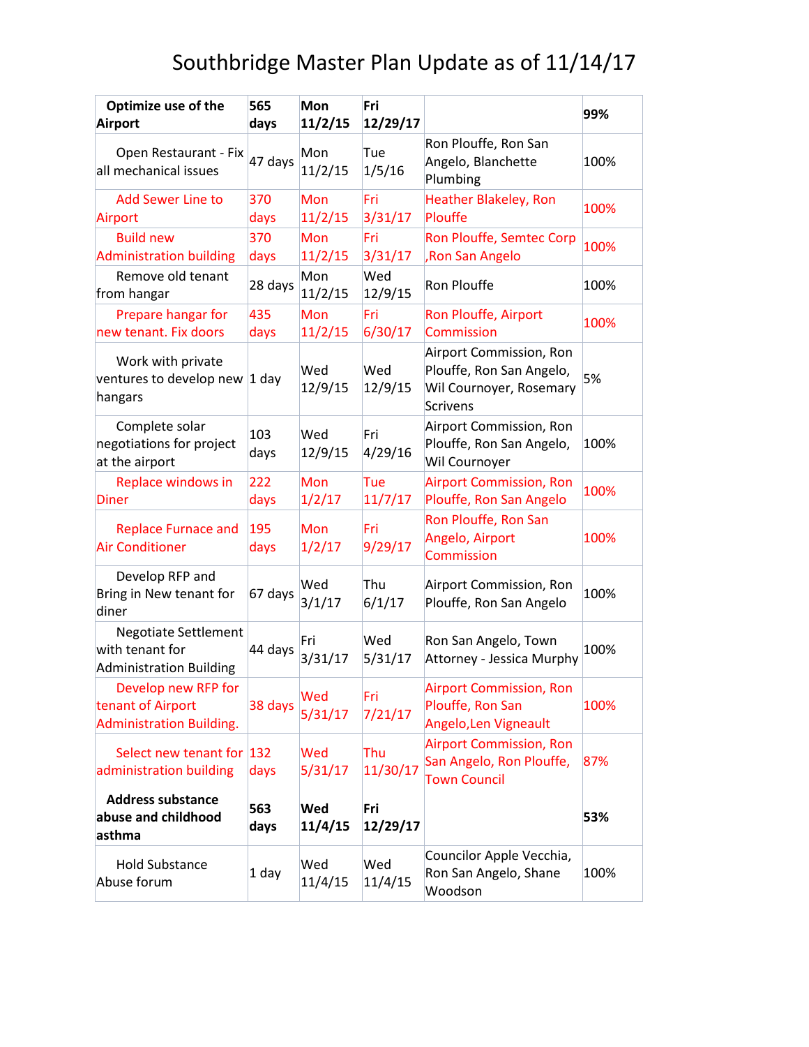# Southbridge Master Plan Update as of 11/14/17

| **Optimize use of the Airport** | **565 days** | **Mon 11/2/15** | **Fri 12/29/17** | | **99%** |
|---|---|---|---|---|---|
| Open Restaurant - Fix all mechanical issues | 47 days | Mon 11/2/15 | Tue 1/5/16 | Ron Plouffe, Ron San Angelo, Blanchette Plumbing | 100% |
| Add Sewer Line to Airport | 370 days | Mon 11/2/15 | Fri 3/31/17 | Heather Blakeley, Ron Plouffe | 100% |
| Build new Administration building | 370 days | Mon 11/2/15 | Fri 3/31/17 | Ron Plouffe, Semtec Corp ,Ron San Angelo | 100% |
| Remove old tenant from hangar | 28 days | Mon 11/2/15 | Wed 12/9/15 | Ron Plouffe | 100% |
| Prepare hangar for new tenant. Fix doors | 435 days | Mon 11/2/15 | Fri 6/30/17 | Ron Plouffe, Airport Commission | 100% |
| Work with private ventures to develop new hangars | 1 day | Wed 12/9/15 | Wed 12/9/15 | Airport Commission, Ron Plouffe, Ron San Angelo, Wil Cournoyer, Rosemary Scrivens | 5% |
| Complete solar negotiations for project at the airport | 103 days | Wed 12/9/15 | Fri 4/29/16 | Airport Commission, Ron Plouffe, Ron San Angelo, Wil Cournoyer | 100% |
| Replace windows in Diner | 222 days | Mon 1/2/17 | Tue 11/7/17 | Airport Commission, Ron Plouffe, Ron San Angelo | 100% |
| Replace Furnace and Air Conditioner | 195 days | Mon 1/2/17 | Fri 9/29/17 | Ron Plouffe, Ron San Angelo, Airport Commission | 100% |
| Develop RFP and Bring in New tenant for diner | 67 days | Wed 3/1/17 | Thu 6/1/17 | Airport Commission, Ron Plouffe, Ron San Angelo | 100% |
| Negotiate Settlement with tenant for Administration Building | 44 days | Fri 3/31/17 | Wed 5/31/17 | Ron San Angelo, Town Attorney - Jessica Murphy | 100% |
| Develop new RFP for tenant of Airport Administration Building. | 38 days | Wed 5/31/17 | Fri 7/21/17 | Airport Commission, Ron Plouffe, Ron San Angelo,Len Vigneault | 100% |
| Select new tenant for administration building | 132 days | Wed 5/31/17 | Thu 11/30/17 | Airport Commission, Ron San Angelo, Ron Plouffe, Town Council | 87% |
| **Address substance abuse and childhood asthma** | **563 days** | **Wed 11/4/15** | **Fri 12/29/17** | | **53%** |
| Hold Substance Abuse forum | 1 day | Wed 11/4/15 | Wed 11/4/15 | Councilor Apple Vecchia, Ron San Angelo, Shane Woodson | 100% |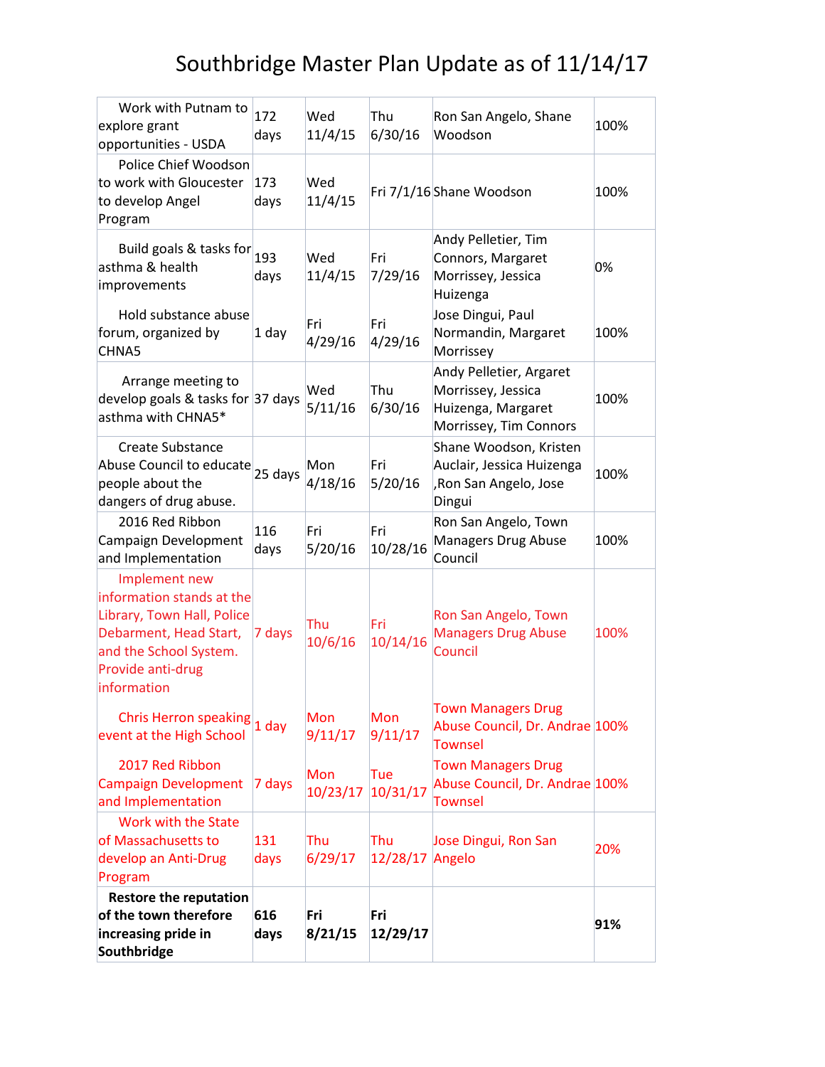# Southbridge Master Plan Update as of 11/14/17

| Task | Duration | Start | Finish | Resources | % Complete |
|---|---|---|---|---|---|
| Work with Putnam to explore grant opportunities - USDA | 172 days | Wed 11/4/15 | Thu 6/30/16 | Ron San Angelo, Shane Woodson | 100% |
| Police Chief Woodson to work with Gloucester to develop Angel Program | 173 days | Wed 11/4/15 | Fri 7/1/16 | Shane Woodson | 100% |
| Build goals & tasks for asthma & health improvements | 193 days | Wed 11/4/15 | Fri 7/29/16 | Andy Pelletier, Tim Connors, Margaret Morrissey, Jessica Huizenga | 0% |
| Hold substance abuse forum, organized by CHNA5 | 1 day | Fri 4/29/16 | Fri 4/29/16 | Jose Dingui, Paul Normandin, Margaret Morrissey | 100% |
| Arrange meeting to develop goals & tasks for asthma with CHNA5* | 37 days | Wed 5/11/16 | Thu 6/30/16 | Andy Pelletier, Argaret Morrissey, Jessica Huizenga, Margaret Morrissey, Tim Connors | 100% |
| Create Substance Abuse Council to educate people about the dangers of drug abuse. | 25 days | Mon 4/18/16 | Fri 5/20/16 | Shane Woodson, Kristen Auclair, Jessica Huizenga ,Ron San Angelo, Jose Dingui | 100% |
| 2016 Red Ribbon Campaign Development and Implementation | 116 days | Fri 5/20/16 | Fri 10/28/16 | Ron San Angelo, Town Managers Drug Abuse Council | 100% |
| Implement new information stands at the Library, Town Hall, Police Debarment, Head Start, and the School System. Provide anti-drug information | 7 days | Thu 10/6/16 | Fri 10/14/16 | Ron San Angelo, Town Managers Drug Abuse Council | 100% |
| Chris Herron speaking event at the High School | 1 day | Mon 9/11/17 | Mon 9/11/17 | Town Managers Drug Abuse Council, Dr. Andrae Townsel | 100% |
| 2017 Red Ribbon Campaign Development and Implementation | 7 days | Mon 10/23/17 | Tue 10/31/17 | Town Managers Drug Abuse Council, Dr. Andrae Townsel | 100% |
| Work with the State of Massachusetts to develop an Anti-Drug Program | 131 days | Thu 6/29/17 | Thu 12/28/17 | Jose Dingui, Ron San Angelo | 20% |
| **Restore the reputation of the town therefore increasing pride in Southbridge** | **616 days** | **Fri 8/21/15** | **Fri 12/29/17** | | **91%** |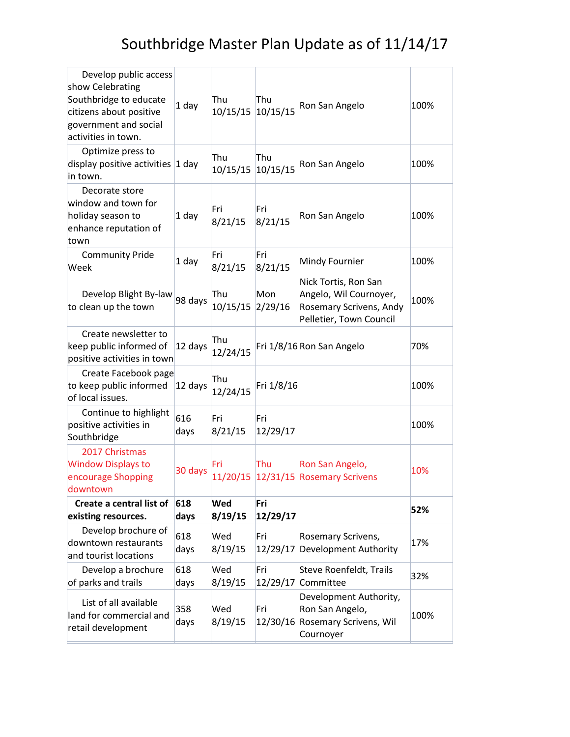# Southbridge Master Plan Update as of 11/14/17

| | | | | | |
|---|---|---|---|---|---|
| Develop public access show Celebrating Southbridge to educate citizens about positive government and social activities in town. | 1 day | Thu 10/15/15 | Thu 10/15/15 | Ron San Angelo | 100% |
| Optimize press to display positive activities in town. | 1 day | Thu 10/15/15 | Thu 10/15/15 | Ron San Angelo | 100% |
| Decorate store window and town for holiday season to enhance reputation of town | 1 day | Fri 8/21/15 | Fri 8/21/15 | Ron San Angelo | 100% |
| Community Pride Week | 1 day | Fri 8/21/15 | Fri 8/21/15 | Mindy Fournier | 100% |
| Develop Blight By-law to clean up the town | 98 days | Thu 10/15/15 | Mon 2/29/16 | Nick Tortis, Ron San Angelo, Wil Cournoyer, Rosemary Scrivens, Andy Pelletier, Town Council | 100% |
| Create newsletter to keep public informed of positive activities in town | 12 days | Thu 12/24/15 | Fri 1/8/16 | Ron San Angelo | 70% |
| Create Facebook page to keep public informed of local issues. | 12 days | Thu 12/24/15 | Fri 1/8/16 | | 100% |
| Continue to highlight positive activities in Southbridge | 616 days | Fri 8/21/15 | Fri 12/29/17 | | 100% |
| 2017 Christmas Window Displays to encourage Shopping downtown | 30 days | Fri 11/20/15 | Thu 12/31/15 | Ron San Angelo, Rosemary Scrivens | 10% |
| **Create a central list of existing resources.** | **618 days** | **Wed 8/19/15** | **Fri 12/29/17** | | **52%** |
| Develop brochure of downtown restaurants and tourist locations | 618 days | Wed 8/19/15 | Fri 12/29/17 | Rosemary Scrivens, Development Authority | 17% |
| Develop a brochure of parks and trails | 618 days | Wed 8/19/15 | Fri 12/29/17 | Steve Roenfeldt, Trails Committee | 32% |
| List of all available land for commercial and retail development | 358 days | Wed 8/19/15 | Fri 12/30/16 | Development Authority, Ron San Angelo, Rosemary Scrivens, Wil Cournoyer | 100% |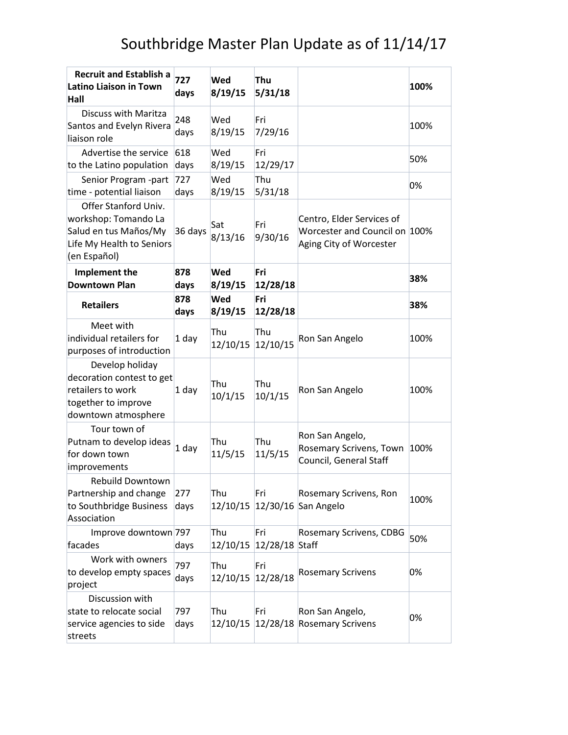# Southbridge Master Plan Update as of 11/14/17

| | | | | | |
|---|---|---|---|---|---|
| **Recruit and Establish a Latino Liaison in Town Hall** | **727 days** | **Wed 8/19/15** | **Thu 5/31/18** | | **100%** |
| Discuss with Maritza Santos and Evelyn Rivera liaison role | 248 days | Wed 8/19/15 | Fri 7/29/16 | | 100% |
| Advertise the service to the Latino population | 618 days | Wed 8/19/15 | Fri 12/29/17 | | 50% |
| Senior Program -part time - potential liaison | 727 days | Wed 8/19/15 | Thu 5/31/18 | | 0% |
| Offer Stanford Univ. workshop: Tomando La Salud en tus Maños/My Life My Health to Seniors (en Español) | 36 days | Sat 8/13/16 | Fri 9/30/16 | Centro, Elder Services of Worcester and Council on Aging City of Worcester | 100% |
| **Implement the Downtown Plan** | **878 days** | **Wed 8/19/15** | **Fri 12/28/18** | | **38%** |
| **Retailers** | **878 days** | **Wed 8/19/15** | **Fri 12/28/18** | | **38%** |
| Meet with individual retailers for purposes of introduction | 1 day | Thu 12/10/15 | Thu 12/10/15 | Ron San Angelo | 100% |
| Develop holiday decoration contest to get retailers to work together to improve downtown atmosphere | 1 day | Thu 10/1/15 | Thu 10/1/15 | Ron San Angelo | 100% |
| Tour town of Putnam to develop ideas for down town improvements | 1 day | Thu 11/5/15 | Thu 11/5/15 | Ron San Angelo, Rosemary Scrivens, Town Council, General Staff | 100% |
| Rebuild Downtown Partnership and change to Southbridge Business Association | 277 days | Thu 12/10/15 | Fri 12/30/16 | Rosemary Scrivens, Ron San Angelo | 100% |
| Improve downtown facades | 797 days | Thu 12/10/15 | Fri 12/28/18 | Rosemary Scrivens, CDBG Staff | 50% |
| Work with owners to develop empty spaces project | 797 days | Thu 12/10/15 | Fri 12/28/18 | Rosemary Scrivens | 0% |
| Discussion with state to relocate social service agencies to side streets | 797 days | Thu 12/10/15 | Fri 12/28/18 | Ron San Angelo, Rosemary Scrivens | 0% |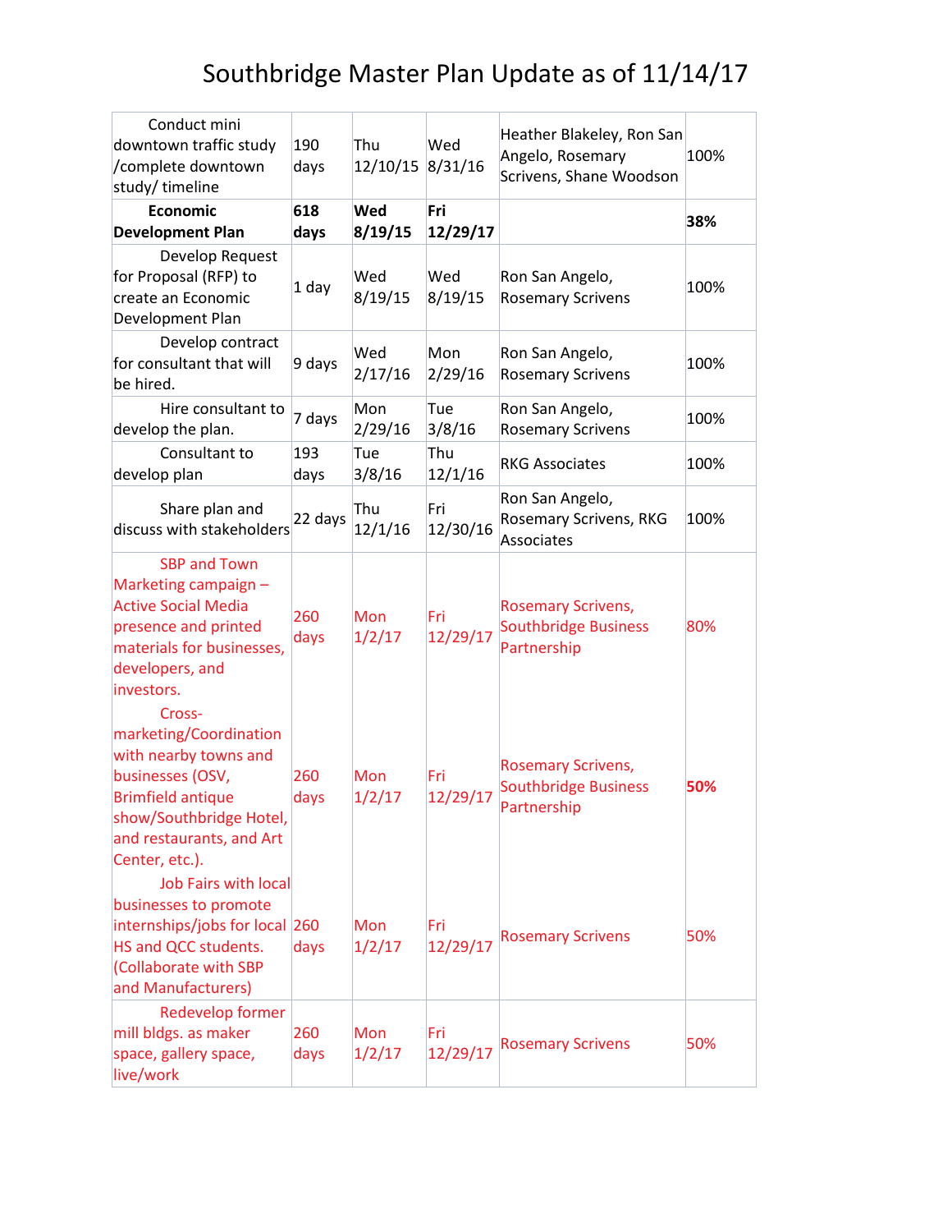# Southbridge Master Plan Update as of 11/14/17

| | | | | | |
|---|---|---|---|---|---|
| Conduct mini downtown traffic study /complete downtown study/ timeline | 190 days | Thu 12/10/15 | Wed 8/31/16 | Heather Blakeley, Ron San Angelo, Rosemary Scrivens, Shane Woodson | 100% |
| **Economic Development Plan** | **618 days** | **Wed 8/19/15** | **Fri 12/29/17** | | **38%** |
| Develop Request for Proposal (RFP) to create an Economic Development Plan | 1 day | Wed 8/19/15 | Wed 8/19/15 | Ron San Angelo, Rosemary Scrivens | 100% |
| Develop contract for consultant that will be hired. | 9 days | Wed 2/17/16 | Mon 2/29/16 | Ron San Angelo, Rosemary Scrivens | 100% |
| Hire consultant to develop the plan. | 7 days | Mon 2/29/16 | Tue 3/8/16 | Ron San Angelo, Rosemary Scrivens | 100% |
| Consultant to develop plan | 193 days | Tue 3/8/16 | Thu 12/1/16 | RKG Associates | 100% |
| Share plan and discuss with stakeholders | 22 days | Thu 12/1/16 | Fri 12/30/16 | Ron San Angelo, Rosemary Scrivens, RKG Associates | 100% |
| SBP and Town Marketing campaign – Active Social Media presence and printed materials for businesses, developers, and investors. | 260 days | Mon 1/2/17 | Fri 12/29/17 | Rosemary Scrivens, Southbridge Business Partnership | 80% |
| Cross-marketing/Coordination with nearby towns and businesses (OSV, Brimfield antique show/Southbridge Hotel, and restaurants, and Art Center, etc.). | 260 days | Mon 1/2/17 | Fri 12/29/17 | Rosemary Scrivens, Southbridge Business Partnership | **50%** |
| Job Fairs with local businesses to promote internships/jobs for local HS and QCC students. (Collaborate with SBP and Manufacturers) | 260 days | Mon 1/2/17 | Fri 12/29/17 | Rosemary Scrivens | 50% |
| Redevelop former mill bldgs. as maker space, gallery space, live/work | 260 days | Mon 1/2/17 | Fri 12/29/17 | Rosemary Scrivens | 50% |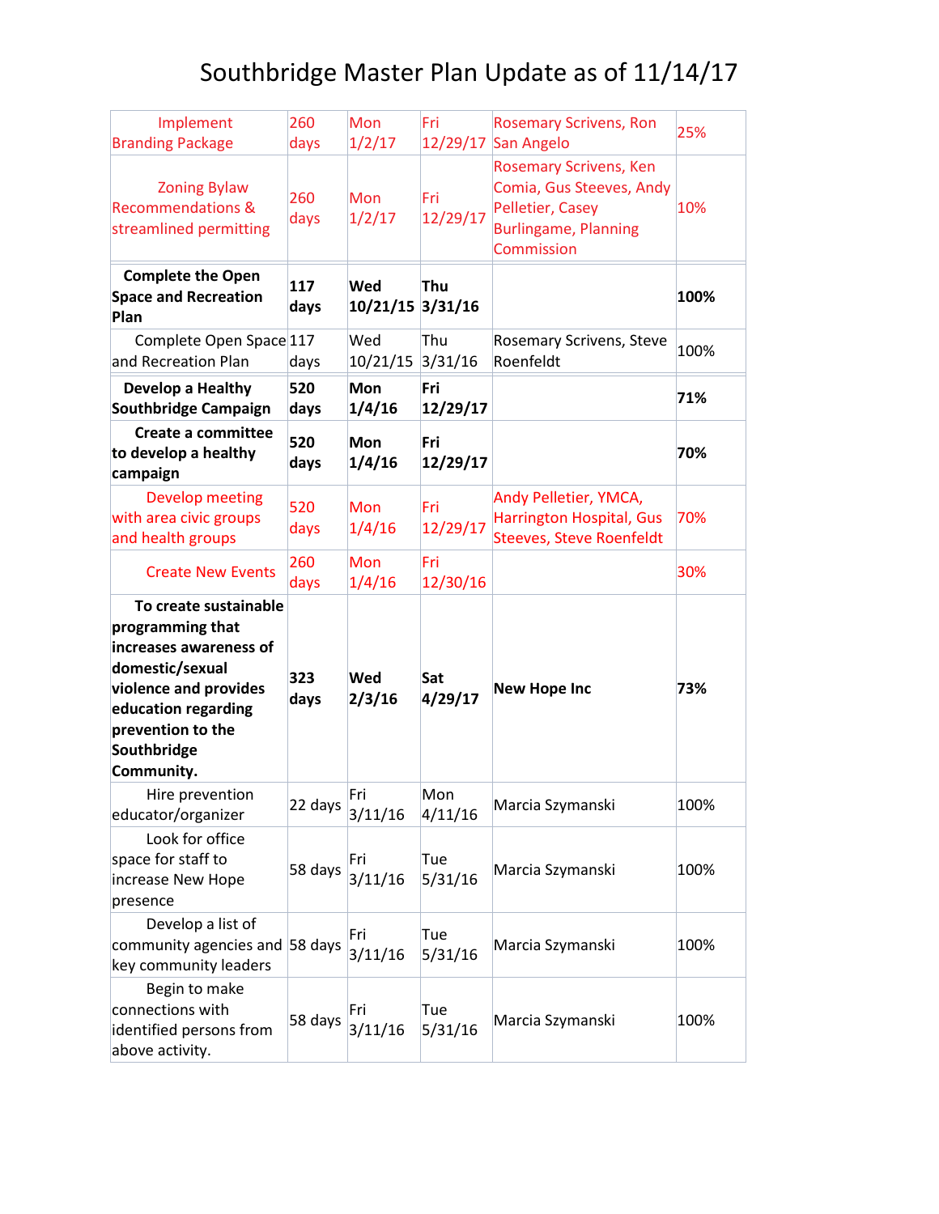# Southbridge Master Plan Update as of 11/14/17

| | | | | | |
|---|---|---|---|---|---|
| Implement Branding Package | 260 days | Mon 1/2/17 | Fri 12/29/17 | Rosemary Scrivens, Ron San Angelo | 25% |
| Zoning Bylaw Recommendations & streamlined permitting | 260 days | Mon 1/2/17 | Fri 12/29/17 | Rosemary Scrivens, Ken Comia, Gus Steeves, Andy Pelletier, Casey Burlingame, Planning Commission | 10% |
| **Complete the Open Space and Recreation Plan** | **117 days** | **Wed 10/21/15** | **Thu 3/31/16** | | **100%** |
| Complete Open Space and Recreation Plan | 117 days | Wed 10/21/15 | Thu 3/31/16 | Rosemary Scrivens, Steve Roenfeldt | 100% |
| **Develop a Healthy Southbridge Campaign** | **520 days** | **Mon 1/4/16** | **Fri 12/29/17** | | **71%** |
| **Create a committee to develop a healthy campaign** | **520 days** | **Mon 1/4/16** | **Fri 12/29/17** | | **70%** |
| Develop meeting with area civic groups and health groups | 520 days | Mon 1/4/16 | Fri 12/29/17 | Andy Pelletier, YMCA, Harrington Hospital, Gus Steeves, Steve Roenfeldt | 70% |
| Create New Events | 260 days | Mon 1/4/16 | Fri 12/30/16 | | 30% |
| **To create sustainable programming that increases awareness of domestic/sexual violence and provides education regarding prevention to the Southbridge Community.** | **323 days** | **Wed 2/3/16** | **Sat 4/29/17** | **New Hope Inc** | **73%** |
| Hire prevention educator/organizer | 22 days | Fri 3/11/16 | Mon 4/11/16 | Marcia Szymanski | 100% |
| Look for office space for staff to increase New Hope presence | 58 days | Fri 3/11/16 | Tue 5/31/16 | Marcia Szymanski | 100% |
| Develop a list of community agencies and key community leaders | 58 days | Fri 3/11/16 | Tue 5/31/16 | Marcia Szymanski | 100% |
| Begin to make connections with identified persons from above activity. | 58 days | Fri 3/11/16 | Tue 5/31/16 | Marcia Szymanski | 100% |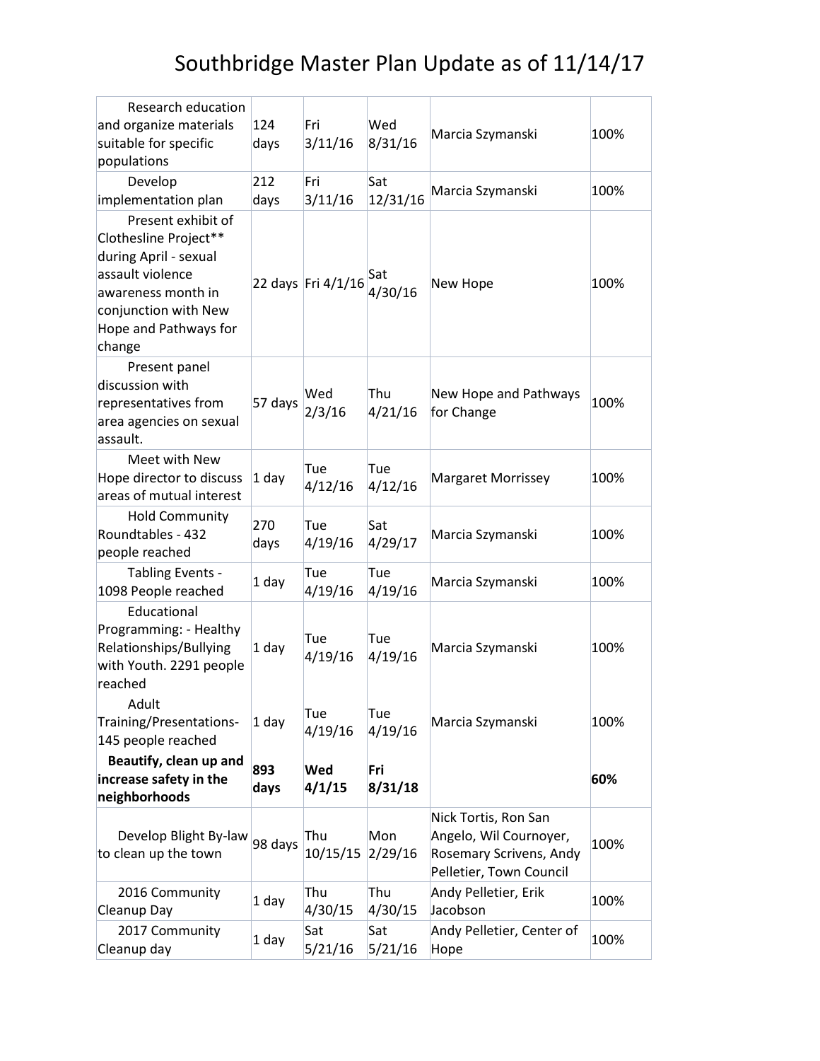# Southbridge Master Plan Update as of 11/14/17

| | | | | | |
|---|---|---|---|---|---|
| Research education and organize materials suitable for specific populations | 124 days | Fri 3/11/16 | Wed 8/31/16 | Marcia Szymanski | 100% |
| Develop implementation plan | 212 days | Fri 3/11/16 | Sat 12/31/16 | Marcia Szymanski | 100% |
| Present exhibit of Clothesline Project** during April - sexual assault violence awareness month in conjunction with New Hope and Pathways for change | 22 days | Fri 4/1/16 | Sat 4/30/16 | New Hope | 100% |
| Present panel discussion with representatives from area agencies on sexual assault. | 57 days | Wed 2/3/16 | Thu 4/21/16 | New Hope and Pathways for Change | 100% |
| Meet with New Hope director to discuss areas of mutual interest | 1 day | Tue 4/12/16 | Tue 4/12/16 | Margaret Morrissey | 100% |
| Hold Community Roundtables - 432 people reached | 270 days | Tue 4/19/16 | Sat 4/29/17 | Marcia Szymanski | 100% |
| Tabling Events - 1098 People reached | 1 day | Tue 4/19/16 | Tue 4/19/16 | Marcia Szymanski | 100% |
| Educational Programming: - Healthy Relationships/Bullying with Youth. 2291 people reached | 1 day | Tue 4/19/16 | Tue 4/19/16 | Marcia Szymanski | 100% |
| Adult Training/Presentations- 145 people reached | 1 day | Tue 4/19/16 | Tue 4/19/16 | Marcia Szymanski | 100% |
| **Beautify, clean up and increase safety in the neighborhoods** | **893 days** | **Wed 4/1/15** | **Fri 8/31/18** | | **60%** |
| Develop Blight By-law to clean up the town | 98 days | Thu 10/15/15 | Mon 2/29/16 | Nick Tortis, Ron San Angelo, Wil Cournoyer, Rosemary Scrivens, Andy Pelletier, Town Council | 100% |
| 2016 Community Cleanup Day | 1 day | Thu 4/30/15 | Thu 4/30/15 | Andy Pelletier, Erik Jacobson | 100% |
| 2017 Community Cleanup day | 1 day | Sat 5/21/16 | Sat 5/21/16 | Andy Pelletier, Center of Hope | 100% |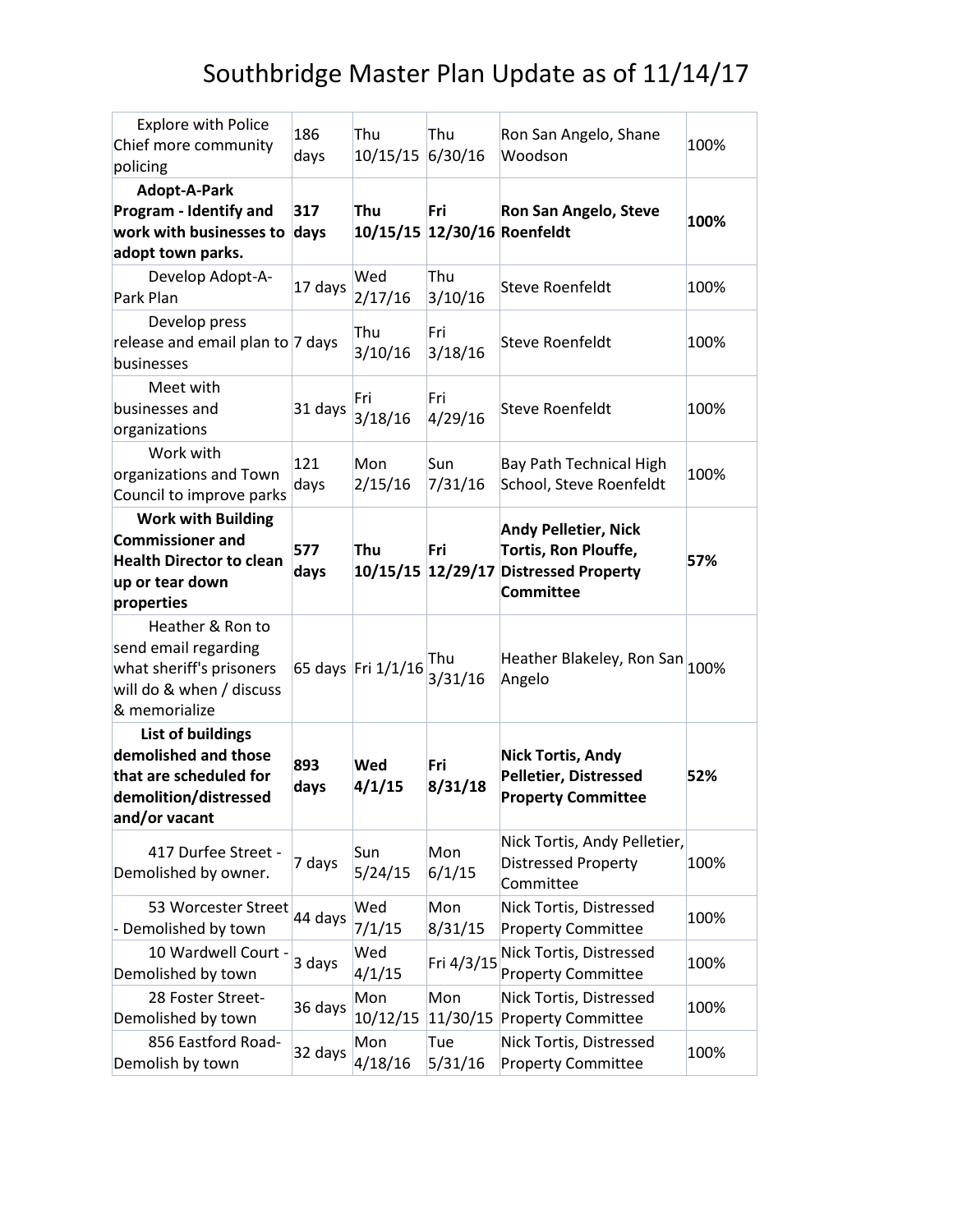# Southbridge Master Plan Update as of 11/14/17

| | | | | | |
|---|---|---|---|---|---|
| Explore with Police Chief more community policing | 186 days | Thu 10/15/15 | Thu 6/30/16 | Ron San Angelo, Shane Woodson | 100% |
| **Adopt-A-Park Program - Identify and work with businesses to adopt town parks.** | **317 days** | **Thu 10/15/15** | **Fri 12/30/16** | **Ron San Angelo, Steve Roenfeldt** | **100%** |
| Develop Adopt-A-Park Plan | 17 days | Wed 2/17/16 | Thu 3/10/16 | Steve Roenfeldt | 100% |
| Develop press release and email plan to businesses | 7 days | Thu 3/10/16 | Fri 3/18/16 | Steve Roenfeldt | 100% |
| Meet with businesses and organizations | 31 days | Fri 3/18/16 | Fri 4/29/16 | Steve Roenfeldt | 100% |
| Work with organizations and Town Council to improve parks | 121 days | Mon 2/15/16 | Sun 7/31/16 | Bay Path Technical High School, Steve Roenfeldt | 100% |
| **Work with Building Commissioner and Health Director to clean up or tear down properties** | **577 days** | **Thu 10/15/15** | **Fri 12/29/17** | **Andy Pelletier, Nick Tortis, Ron Plouffe, Distressed Property Committee** | **57%** |
| Heather & Ron to send email regarding what sheriff's prisoners will do & when / discuss & memorialize | 65 days | Fri 1/1/16 | Thu 3/31/16 | Heather Blakeley, Ron San Angelo | 100% |
| **List of buildings demolished and those that are scheduled for demolition/distressed and/or vacant** | **893 days** | **Wed 4/1/15** | **Fri 8/31/18** | **Nick Tortis, Andy Pelletier, Distressed Property Committee** | **52%** |
| 417 Durfee Street - Demolished by owner. | 7 days | Sun 5/24/15 | Mon 6/1/15 | Nick Tortis, Andy Pelletier, Distressed Property Committee | 100% |
| 53 Worcester Street - Demolished by town | 44 days | Wed 7/1/15 | Mon 8/31/15 | Nick Tortis, Distressed Property Committee | 100% |
| 10 Wardwell Court - Demolished by town | 3 days | Wed 4/1/15 | Fri 4/3/15 | Nick Tortis, Distressed Property Committee | 100% |
| 28 Foster Street- Demolished by town | 36 days | Mon 10/12/15 | Mon 11/30/15 | Nick Tortis, Distressed Property Committee | 100% |
| 856 Eastford Road- Demolish by town | 32 days | Mon 4/18/16 | Tue 5/31/16 | Nick Tortis, Distressed Property Committee | 100% |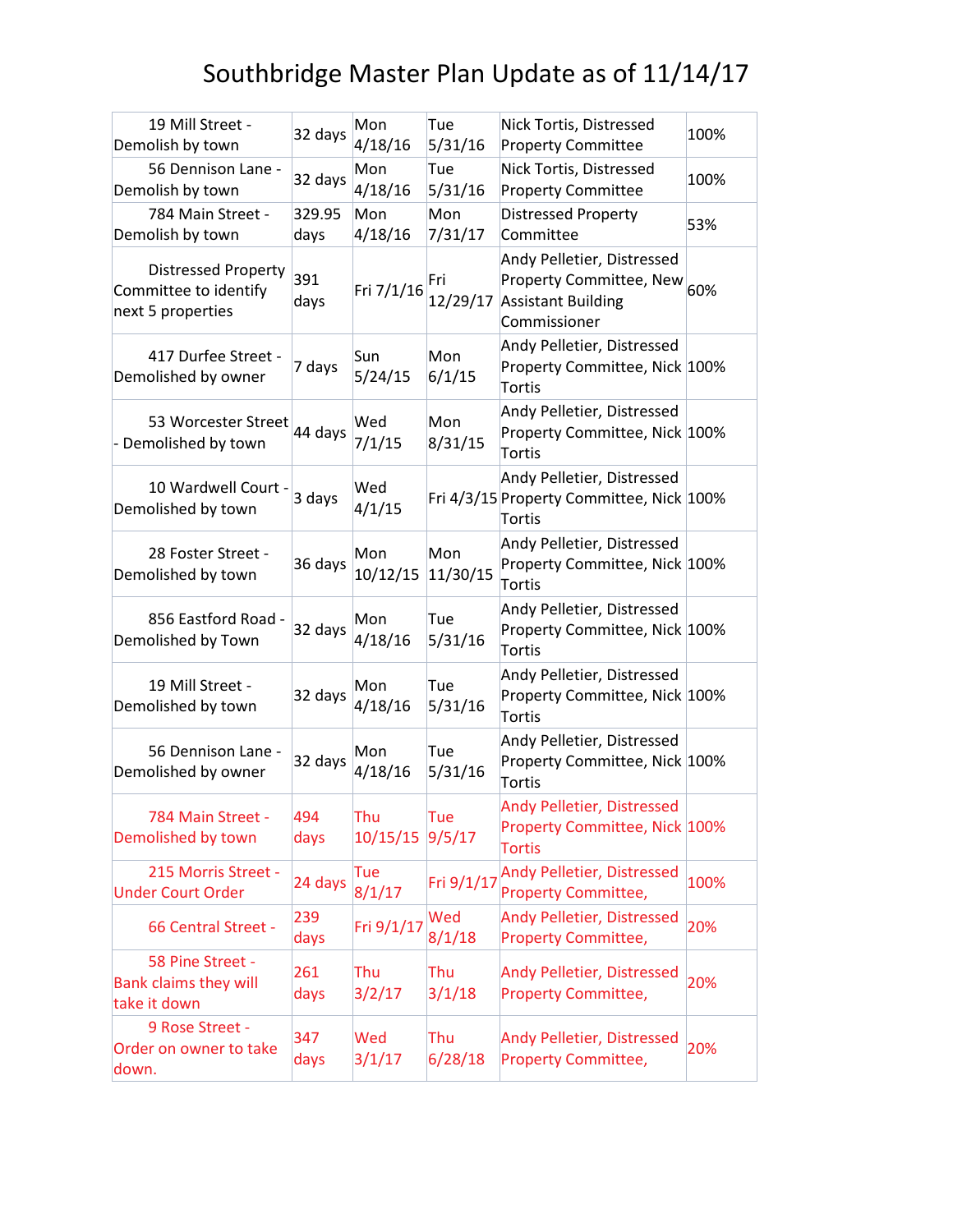# Southbridge Master Plan Update as of 11/14/17

| | | | | | |
|---|---|---|---|---|---|
| 19 Mill Street - Demolish by town | 32 days | Mon 4/18/16 | Tue 5/31/16 | Nick Tortis, Distressed Property Committee | 100% |
| 56 Dennison Lane - Demolish by town | 32 days | Mon 4/18/16 | Tue 5/31/16 | Nick Tortis, Distressed Property Committee | 100% |
| 784 Main Street - Demolish by town | 329.95 days | Mon 4/18/16 | Mon 7/31/17 | Distressed Property Committee | 53% |
| Distressed Property Committee to identify next 5 properties | 391 days | Fri 7/1/16 | Fri 12/29/17 | Andy Pelletier, Distressed Property Committee, New Assistant Building Commissioner | 60% |
| 417 Durfee Street - Demolished by owner | 7 days | Sun 5/24/15 | Mon 6/1/15 | Andy Pelletier, Distressed Property Committee, Nick Tortis | 100% |
| 53 Worcester Street - Demolished by town | 44 days | Wed 7/1/15 | Mon 8/31/15 | Andy Pelletier, Distressed Property Committee, Nick Tortis | 100% |
| 10 Wardwell Court - Demolished by town | 3 days | Wed 4/1/15 | Fri 4/3/15 | Andy Pelletier, Distressed Property Committee, Nick Tortis | 100% |
| 28 Foster Street - Demolished by town | 36 days | Mon 10/12/15 | Mon 11/30/15 | Andy Pelletier, Distressed Property Committee, Nick Tortis | 100% |
| 856 Eastford Road - Demolished by Town | 32 days | Mon 4/18/16 | Tue 5/31/16 | Andy Pelletier, Distressed Property Committee, Nick Tortis | 100% |
| 19 Mill Street - Demolished by town | 32 days | Mon 4/18/16 | Tue 5/31/16 | Andy Pelletier, Distressed Property Committee, Nick Tortis | 100% |
| 56 Dennison Lane - Demolished by owner | 32 days | Mon 4/18/16 | Tue 5/31/16 | Andy Pelletier, Distressed Property Committee, Nick Tortis | 100% |
| 784 Main Street - Demolished by town | 494 days | Thu 10/15/15 | Tue 9/5/17 | Andy Pelletier, Distressed Property Committee, Nick Tortis | 100% |
| 215 Morris Street - Under Court Order | 24 days | Tue 8/1/17 | Fri 9/1/17 | Andy Pelletier, Distressed Property Committee, | 100% |
| 66 Central Street - | 239 days | Fri 9/1/17 | Wed 8/1/18 | Andy Pelletier, Distressed Property Committee, | 20% |
| 58 Pine Street - Bank claims they will take it down | 261 days | Thu 3/2/17 | Thu 3/1/18 | Andy Pelletier, Distressed Property Committee, | 20% |
| 9 Rose Street - Order on owner to take down. | 347 days | Wed 3/1/17 | Thu 6/28/18 | Andy Pelletier, Distressed Property Committee, | 20% |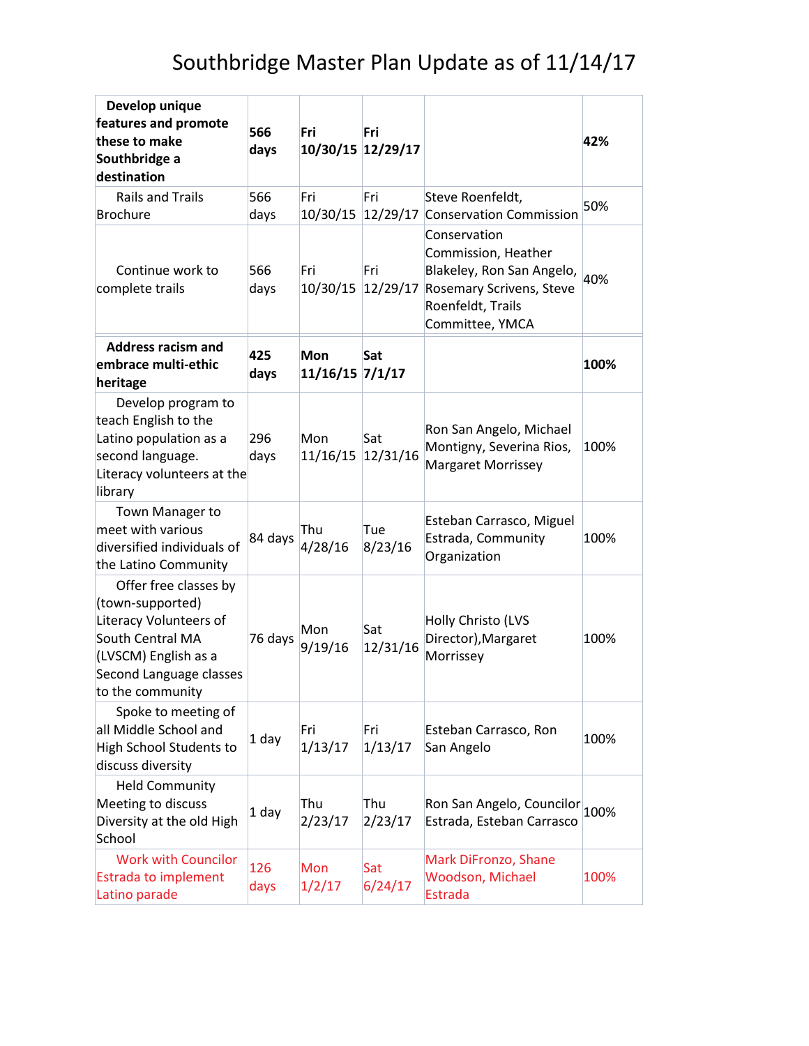# Southbridge Master Plan Update as of 11/14/17

| | | | | | |
|---|---|---|---|---|---|
| **Develop unique features and promote these to make Southbridge a destination** | **566 days** | **Fri 10/30/15** | **Fri 12/29/17** | | **42%** |
| Rails and Trails Brochure | 566 days | Fri 10/30/15 | Fri 12/29/17 | Steve Roenfeldt, Conservation Commission | 50% |
| Continue work to complete trails | 566 days | Fri 10/30/15 | Fri 12/29/17 | Conservation Commission, Heather Blakeley, Ron San Angelo, Rosemary Scrivens, Steve Roenfeldt, Trails Committee, YMCA | 40% |
| **Address racism and embrace multi-ethic heritage** | **425 days** | **Mon 11/16/15** | **Sat 7/1/17** | | **100%** |
| Develop program to teach English to the Latino population as a second language. Literacy volunteers at the library | 296 days | Mon 11/16/15 | Sat 12/31/16 | Ron San Angelo, Michael Montigny, Severina Rios, Margaret Morrissey | 100% |
| Town Manager to meet with various diversified individuals of the Latino Community | 84 days | Thu 4/28/16 | Tue 8/23/16 | Esteban Carrasco, Miguel Estrada, Community Organization | 100% |
| Offer free classes by (town-supported) Literacy Volunteers of South Central MA (LVSCM) English as a Second Language classes to the community | 76 days | Mon 9/19/16 | Sat 12/31/16 | Holly Christo (LVS Director),Margaret Morrissey | 100% |
| Spoke to meeting of all Middle School and High School Students to discuss diversity | 1 day | Fri 1/13/17 | Fri 1/13/17 | Esteban Carrasco, Ron San Angelo | 100% |
| Held Community Meeting to discuss Diversity at the old High School | 1 day | Thu 2/23/17 | Thu 2/23/17 | Ron San Angelo, Councilor Estrada, Esteban Carrasco | 100% |
| Work with Councilor Estrada to implement Latino parade | 126 days | Mon 1/2/17 | Sat 6/24/17 | Mark DiFronzo, Shane Woodson, Michael Estrada | 100% |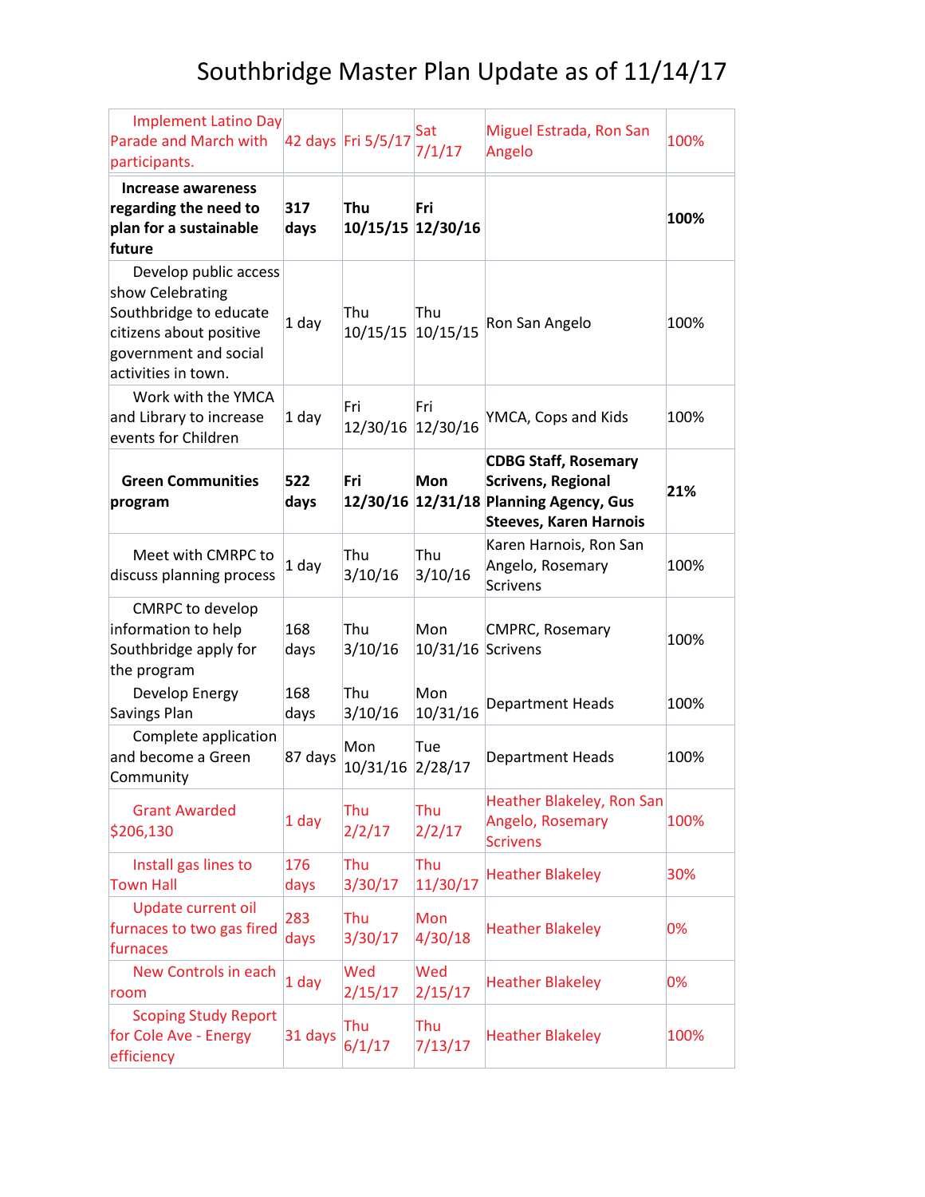# Southbridge Master Plan Update as of 11/14/17

| | | | | | |
|---|---|---|---|---|---|
| Implement Latino Day Parade and March with participants. | 42 days | Fri 5/5/17 | Sat 7/1/17 | Miguel Estrada, Ron San Angelo | 100% |
| **Increase awareness regarding the need to plan for a sustainable future** | **317 days** | **Thu 10/15/15** | **Fri 12/30/16** | | **100%** |
| Develop public access show Celebrating Southbridge to educate citizens about positive government and social activities in town. | 1 day | Thu 10/15/15 | Thu 10/15/15 | Ron San Angelo | 100% |
| Work with the YMCA and Library to increase events for Children | 1 day | Fri 12/30/16 | Fri 12/30/16 | YMCA, Cops and Kids | 100% |
| **Green Communities program** | **522 days** | **Fri 12/30/16** | **Mon 12/31/18** | **CDBG Staff, Rosemary Scrivens, Regional Planning Agency, Gus Steeves, Karen Harnois** | **21%** |
| Meet with CMRPC to discuss planning process | 1 day | Thu 3/10/16 | Thu 3/10/16 | Karen Harnois, Ron San Angelo, Rosemary Scrivens | 100% |
| CMRPC to develop information to help Southbridge apply for the program | 168 days | Thu 3/10/16 | Mon 10/31/16 | CMPRC, Rosemary Scrivens | 100% |
| Develop Energy Savings Plan | 168 days | Thu 3/10/16 | Mon 10/31/16 | Department Heads | 100% |
| Complete application and become a Green Community | 87 days | Mon 10/31/16 | Tue 2/28/17 | Department Heads | 100% |
| Grant Awarded $206,130 | 1 day | Thu 2/2/17 | Thu 2/2/17 | Heather Blakeley, Ron San Angelo, Rosemary Scrivens | 100% |
| Install gas lines to Town Hall | 176 days | Thu 3/30/17 | Thu 11/30/17 | Heather Blakeley | 30% |
| Update current oil furnaces to two gas fired furnaces | 283 days | Thu 3/30/17 | Mon 4/30/18 | Heather Blakeley | 0% |
| New Controls in each room | 1 day | Wed 2/15/17 | Wed 2/15/17 | Heather Blakeley | 0% |
| Scoping Study Report for Cole Ave - Energy efficiency | 31 days | Thu 6/1/17 | Thu 7/13/17 | Heather Blakeley | 100% |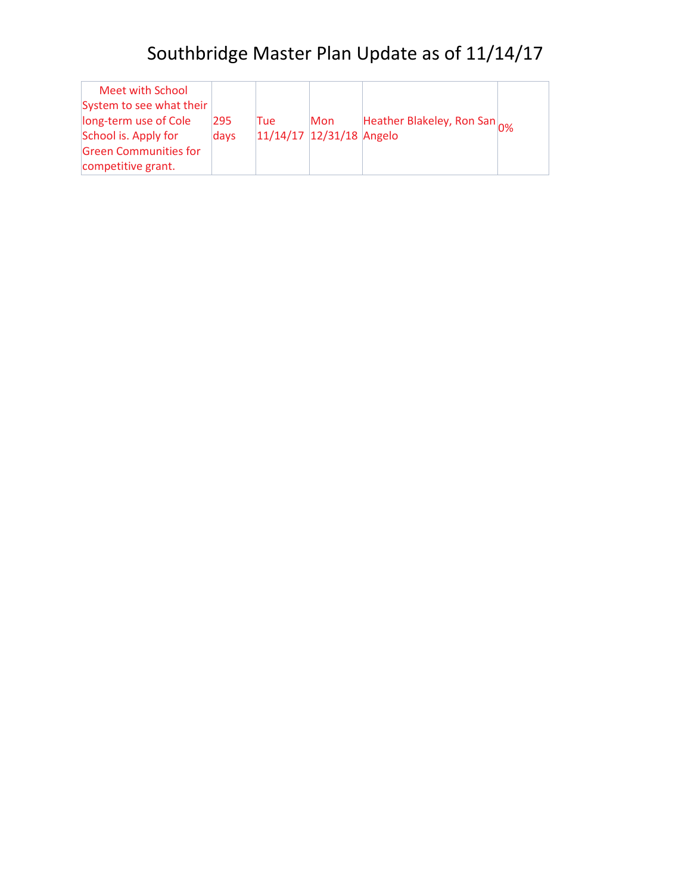# Southbridge Master Plan Update as of 11/14/17

| | | | | | |
|---|---|---|---|---|---|
| Meet with School System to see what their long-term use of Cole School is. Apply for Green Communities for competitive grant. | 295 days | Tue 11/14/17 | Mon 12/31/18 | Heather Blakeley, Ron San Angelo | 0% |